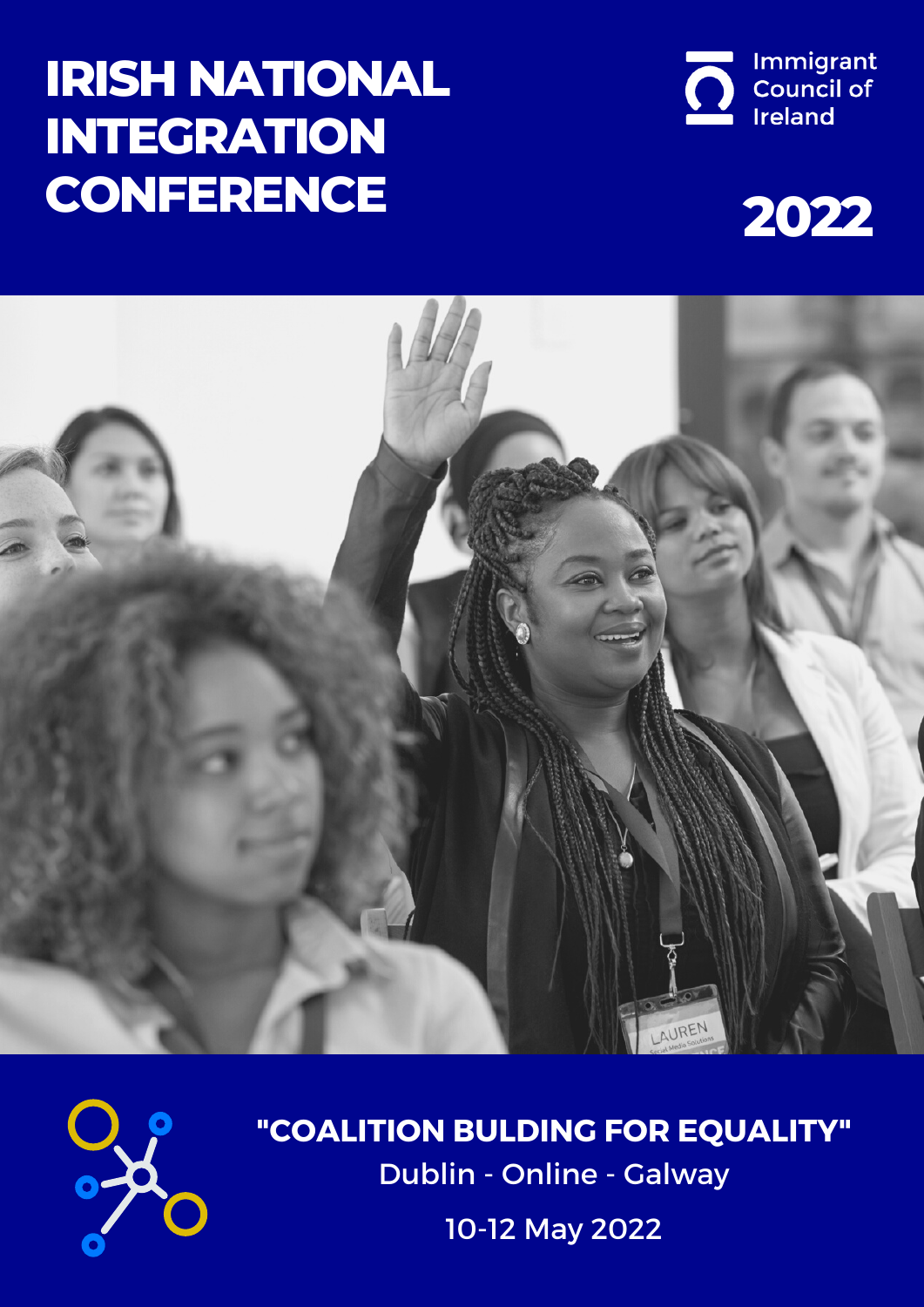# IRISH NATIONAL INTEGRATION CONFERENCE

Immigrant Council of Ireland

**2022**

**"COALITION BULDING FOR EQUALITY"**

Dublin - Online - Galway

10-12 May 2022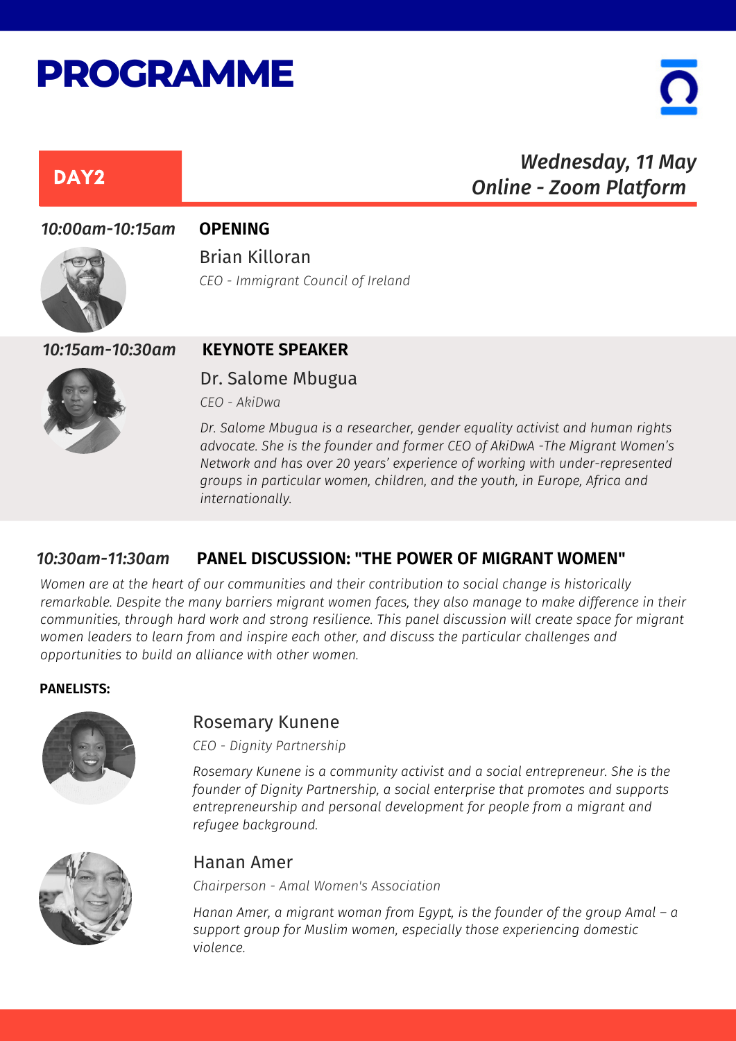# PROGRAMME

## DAY2

*Wednesday, 11 May*
*Online - Zoom Platform*

***10:00am-10:15am*** **OPENING**

Brian Killoran

*CEO - Immigrant Council of Ireland*

***10:15am-10:30am*** **KEYNOTE SPEAKER**

Dr. Salome Mbugua

*CEO - AkiDwa*

*Dr. Salome Mbugua is a researcher, gender equality activist and human rights advocate. She is the founder and former CEO of AkiDwA -The Migrant Women's Network and has over 20 years' experience of working with under-represented groups in particular women, children, and the youth, in Europe, Africa and internationally.*

***10:30am-11:30am*** **PANEL DISCUSSION: "THE POWER OF MIGRANT WOMEN"**

*Women are at the heart of our communities and their contribution to social change is historically remarkable. Despite the many barriers migrant women faces, they also manage to make difference in their communities, through hard work and strong resilience. This panel discussion will create space for migrant women leaders to learn from and inspire each other, and discuss the particular challenges and opportunities to build an alliance with other women.*

**PANELISTS:**

Rosemary Kunene

*CEO - Dignity Partnership*

*Rosemary Kunene is a community activist and a social entrepreneur. She is the founder of Dignity Partnership, a social enterprise that promotes and supports entrepreneurship and personal development for people from a migrant and refugee background.*

Hanan Amer

*Chairperson - Amal Women's Association*

*Hanan Amer, a migrant woman from Egypt, is the founder of the group Amal – a support group for Muslim women, especially those experiencing domestic violence.*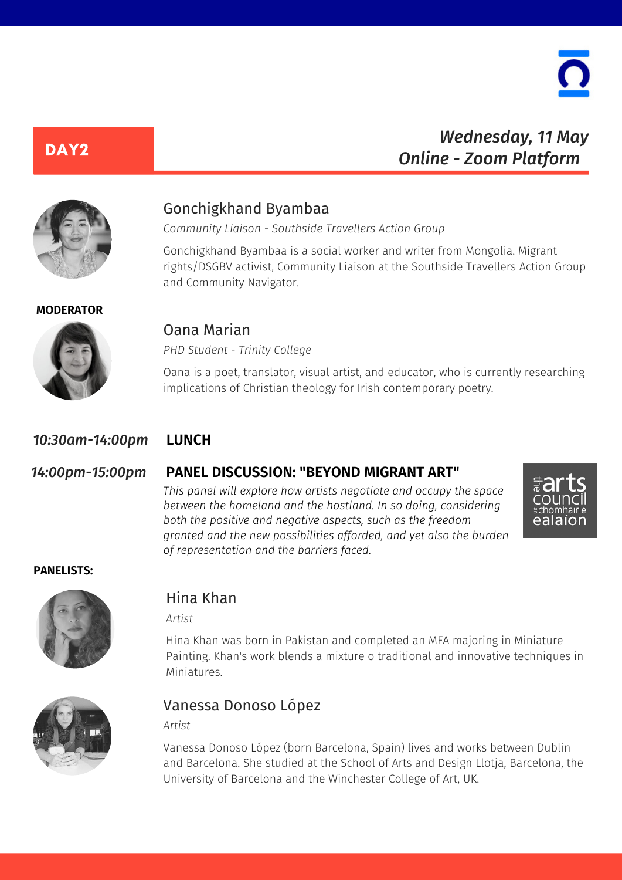## DAY2

*Wednesday, 11 May*
*Online - Zoom Platform*

### Gonchigkhand Byambaa

*Community Liaison - Southside Travellers Action Group*

Gonchigkhand Byambaa is a social worker and writer from Mongolia. Migrant rights/DSGBV activist, Community Liaison at the Southside Travellers Action Group and Community Navigator.

**MODERATOR**

### Oana Marian

*PHD Student - Trinity College*

Oana is a poet, translator, visual artist, and educator, who is currently researching implications of Christian theology for Irish contemporary poetry.

***10:30am-14:00pm*** **LUNCH**

***14:00pm-15:00pm*** **PANEL DISCUSSION: "BEYOND MIGRANT ART"**

*This panel will explore how artists negotiate and occupy the space between the homeland and the hostland. In so doing, considering both the positive and negative aspects, such as the freedom granted and the new possibilities afforded, and yet also the burden of representation and the barriers faced.*

the arts council an chomhairle ealaíon

**PANELISTS:**

### Hina Khan

*Artist*

Hina Khan was born in Pakistan and completed an MFA majoring in Miniature Painting. Khan's work blends a mixture o traditional and innovative techniques in Miniatures.

### Vanessa Donoso López

*Artist*

Vanessa Donoso López (born Barcelona, Spain) lives and works between Dublin and Barcelona. She studied at the School of Arts and Design Llotja, Barcelona, the University of Barcelona and the Winchester College of Art, UK.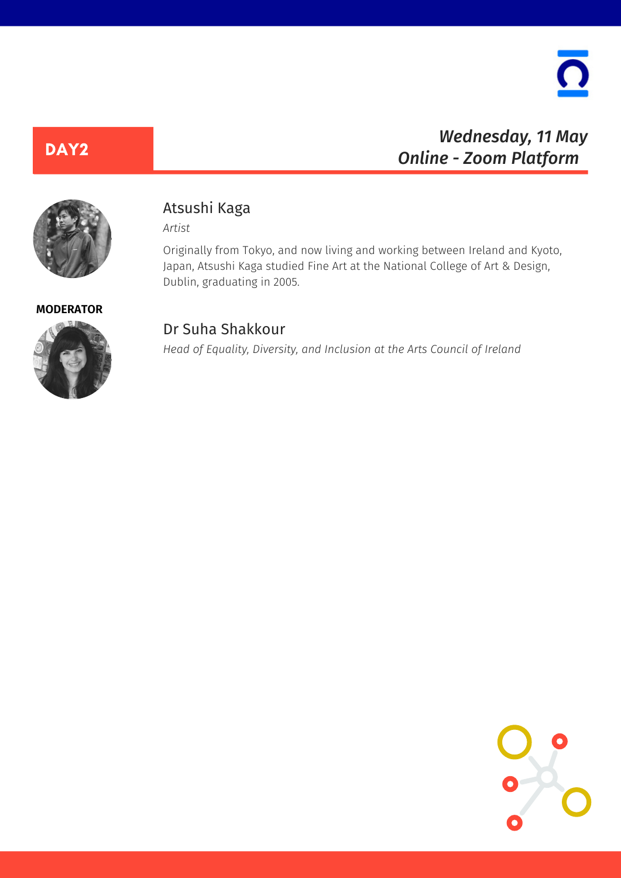## DAY2

*Wednesday, 11 May*
*Online - Zoom Platform*

### Atsushi Kaga

*Artist*

Originally from Tokyo, and now living and working between Ireland and Kyoto, Japan, Atsushi Kaga studied Fine Art at the National College of Art & Design, Dublin, graduating in 2005.

**MODERATOR**

### Dr Suha Shakkour

*Head of Equality, Diversity, and Inclusion at the Arts Council of Ireland*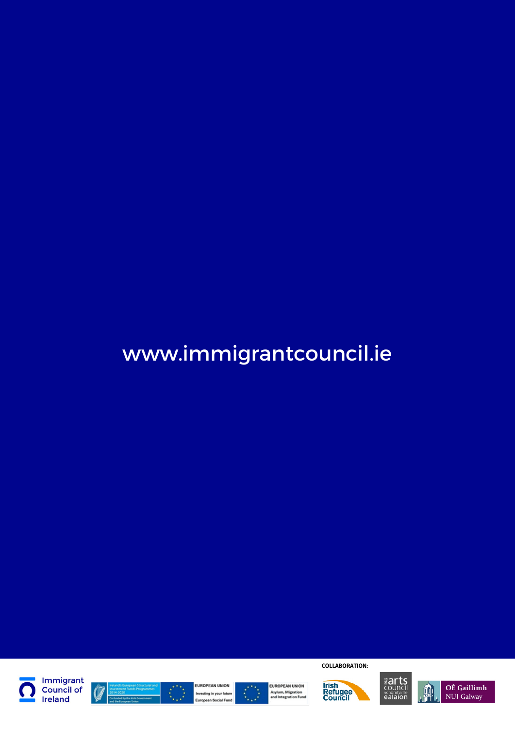www.immigrantcouncil.ie

Immigrant Council of Ireland

Ireland's European Structural and Investment Funds Programmes 2014-2020

Co-funded by the Irish Government and the European Union

EUROPEAN UNION

Investing in your future

European Social Fund

EUROPEAN UNION

Asylum, Migration and Integration Fund

**COLLABORATION:**

Irish Refugee Council

the arts council schomhairle ealaíon

OÉ Gaillimh NUI Galway